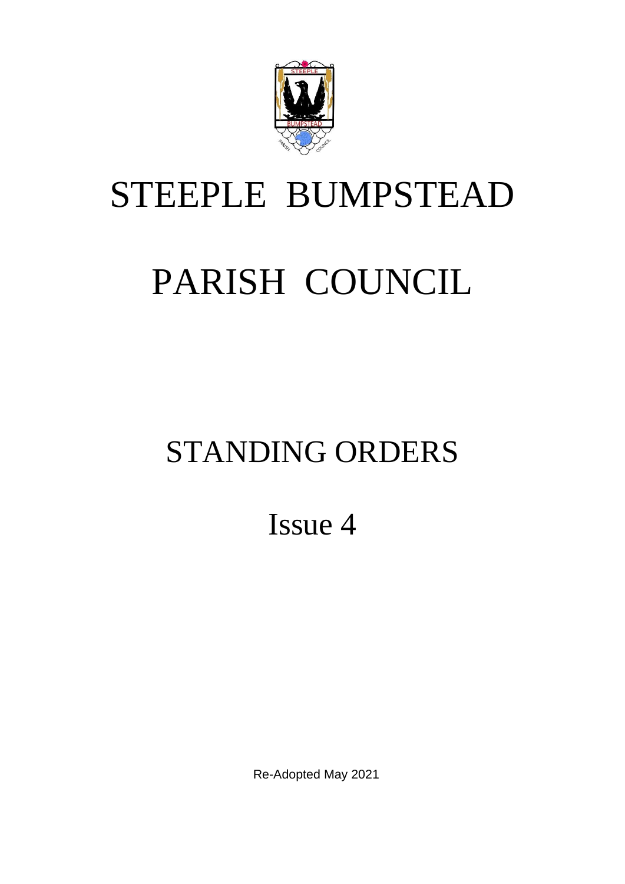# STEEPLE BUMPSTEAD

# PARISH COUNCIL

## STANDING ORDERS

## Issue 4

Re-Adopted May 2021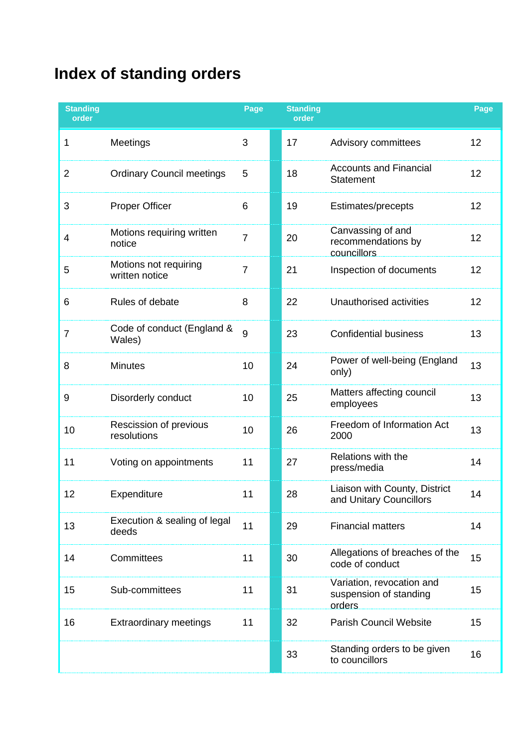# Index of standing orders

| Standing order | | Page | Standing order | | Page |
|---|---|---|---|---|---|
| 1 | Meetings | 3 | 17 | Advisory committees | 12 |
| 2 | Ordinary Council meetings | 5 | 18 | Accounts and Financial Statement | 12 |
| 3 | Proper Officer | 6 | 19 | Estimates/precepts | 12 |
| 4 | Motions requiring written notice | 7 | 20 | Canvassing of and recommendations by councillors | 12 |
| 5 | Motions not requiring written notice | 7 | 21 | Inspection of documents | 12 |
| 6 | Rules of debate | 8 | 22 | Unauthorised activities | 12 |
| 7 | Code of conduct (England & Wales) | 9 | 23 | Confidential business | 13 |
| 8 | Minutes | 10 | 24 | Power of well-being (England only) | 13 |
| 9 | Disorderly conduct | 10 | 25 | Matters affecting council employees | 13 |
| 10 | Rescission of previous resolutions | 10 | 26 | Freedom of Information Act 2000 | 13 |
| 11 | Voting on appointments | 11 | 27 | Relations with the press/media | 14 |
| 12 | Expenditure | 11 | 28 | Liaison with County, District and Unitary Councillors | 14 |
| 13 | Execution & sealing of legal deeds | 11 | 29 | Financial matters | 14 |
| 14 | Committees | 11 | 30 | Allegations of breaches of the code of conduct | 15 |
| 15 | Sub-committees | 11 | 31 | Variation, revocation and suspension of standing orders | 15 |
| 16 | Extraordinary meetings | 11 | 32 | Parish Council Website | 15 |
| | | | 33 | Standing orders to be given to councillors | 16 |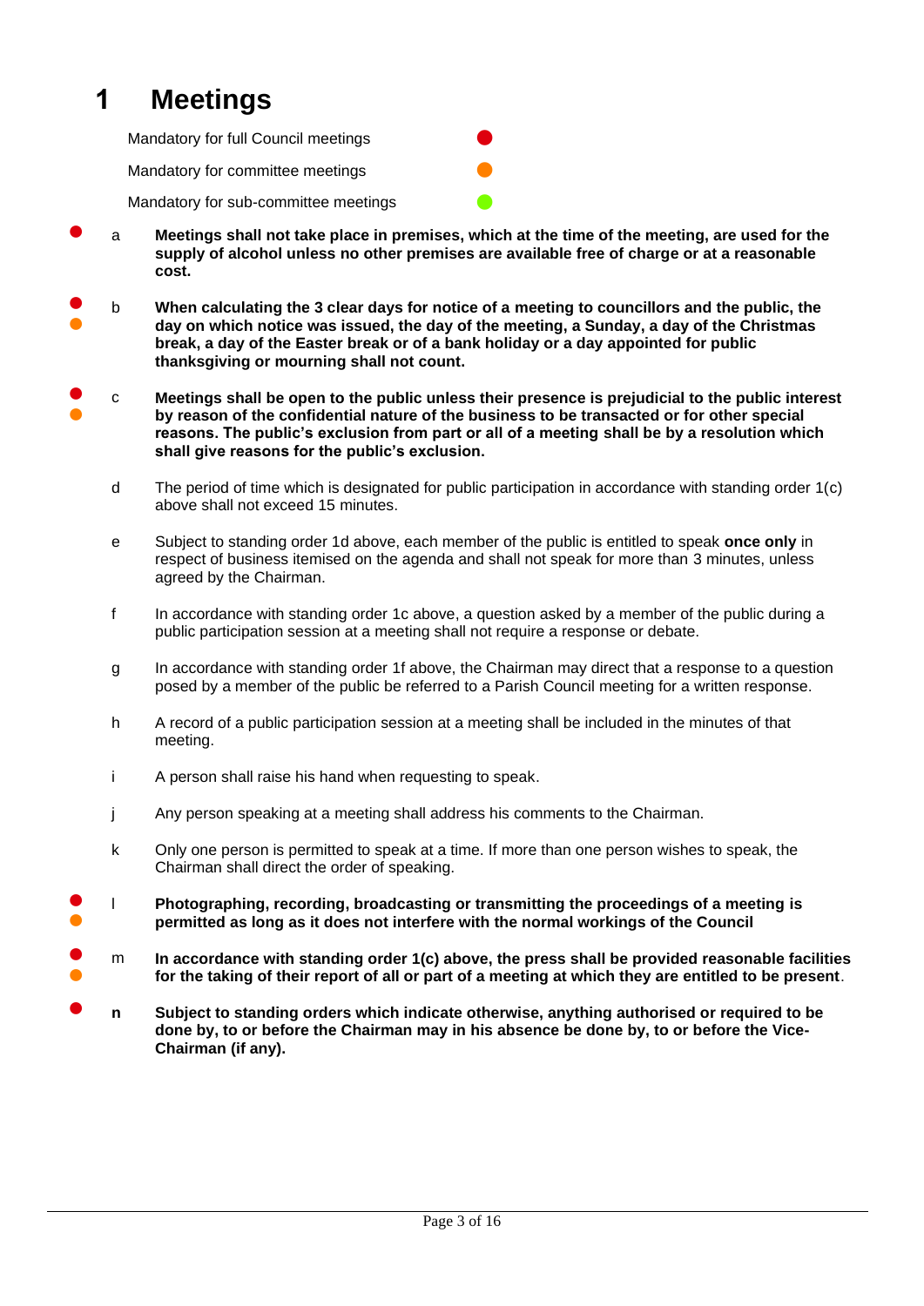# 1 Meetings

Mandatory for full Council meetings 🔴

Mandatory for committee meetings 🟠

Mandatory for sub-committee meetings 🟢

🔴 a **Meetings shall not take place in premises, which at the time of the meeting, are used for the supply of alcohol unless no other premises are available free of charge or at a reasonable cost.**

🔴🟠 b **When calculating the 3 clear days for notice of a meeting to councillors and the public, the day on which notice was issued, the day of the meeting, a Sunday, a day of the Christmas break, a day of the Easter break or of a bank holiday or a day appointed for public thanksgiving or mourning shall not count.**

🔴🟠 c **Meetings shall be open to the public unless their presence is prejudicial to the public interest by reason of the confidential nature of the business to be transacted or for other special reasons. The public's exclusion from part or all of a meeting shall be by a resolution which shall give reasons for the public's exclusion.**

d The period of time which is designated for public participation in accordance with standing order 1(c) above shall not exceed 15 minutes.

e Subject to standing order 1d above, each member of the public is entitled to speak **once only** in respect of business itemised on the agenda and shall not speak for more than 3 minutes, unless agreed by the Chairman.

f In accordance with standing order 1c above, a question asked by a member of the public during a public participation session at a meeting shall not require a response or debate.

g In accordance with standing order 1f above, the Chairman may direct that a response to a question posed by a member of the public be referred to a Parish Council meeting for a written response.

h A record of a public participation session at a meeting shall be included in the minutes of that meeting.

i A person shall raise his hand when requesting to speak.

j Any person speaking at a meeting shall address his comments to the Chairman.

k Only one person is permitted to speak at a time. If more than one person wishes to speak, the Chairman shall direct the order of speaking.

🔴🟠 l **Photographing, recording, broadcasting or transmitting the proceedings of a meeting is permitted as long as it does not interfere with the normal workings of the Council**

🔴🟠 m **In accordance with standing order 1(c) above, the press shall be provided reasonable facilities for the taking of their report of all or part of a meeting at which they are entitled to be present**.

🔴 **n** **Subject to standing orders which indicate otherwise, anything authorised or required to be done by, to or before the Chairman may in his absence be done by, to or before the Vice-Chairman (if any).**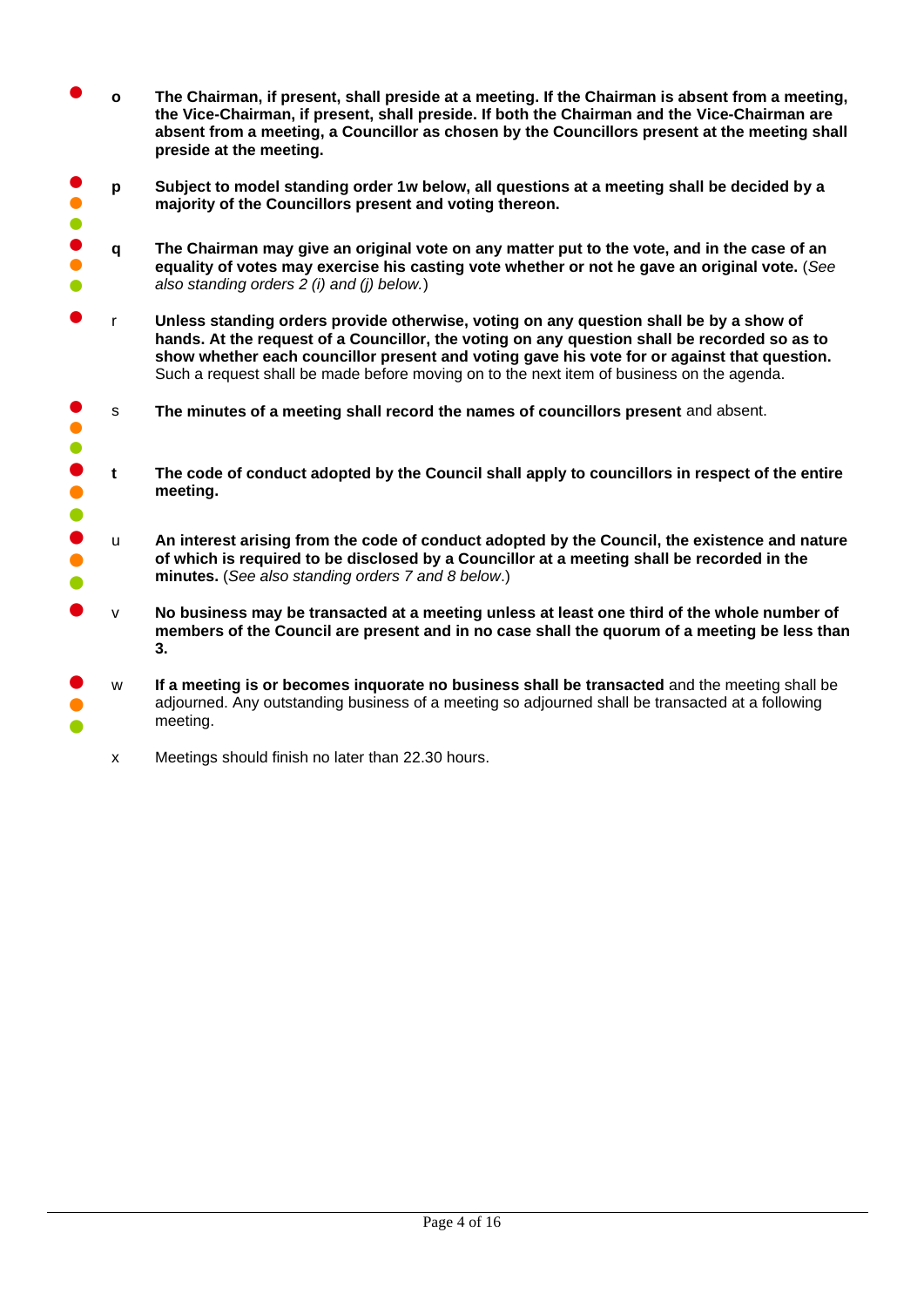**o** **The Chairman, if present, shall preside at a meeting. If the Chairman is absent from a meeting, the Vice-Chairman, if present, shall preside. If both the Chairman and the Vice-Chairman are absent from a meeting, a Councillor as chosen by the Councillors present at the meeting shall preside at the meeting.**

**p** **Subject to model standing order 1w below, all questions at a meeting shall be decided by a majority of the Councillors present and voting thereon.**

**q** **The Chairman may give an original vote on any matter put to the vote, and in the case of an equality of votes may exercise his casting vote whether or not he gave an original vote.** (*See also standing orders 2 (i) and (j) below.*)

r **Unless standing orders provide otherwise, voting on any question shall be by a show of hands. At the request of a Councillor, the voting on any question shall be recorded so as to show whether each councillor present and voting gave his vote for or against that question.** Such a request shall be made before moving on to the next item of business on the agenda.

s **The minutes of a meeting shall record the names of councillors present** and absent.

**t** **The code of conduct adopted by the Council shall apply to councillors in respect of the entire meeting.**

u **An interest arising from the code of conduct adopted by the Council, the existence and nature of which is required to be disclosed by a Councillor at a meeting shall be recorded in the minutes.** (*See also standing orders 7 and 8 below*.)

v **No business may be transacted at a meeting unless at least one third of the whole number of members of the Council are present and in no case shall the quorum of a meeting be less than 3.**

w **If a meeting is or becomes inquorate no business shall be transacted** and the meeting shall be adjourned. Any outstanding business of a meeting so adjourned shall be transacted at a following meeting.

x Meetings should finish no later than 22.30 hours.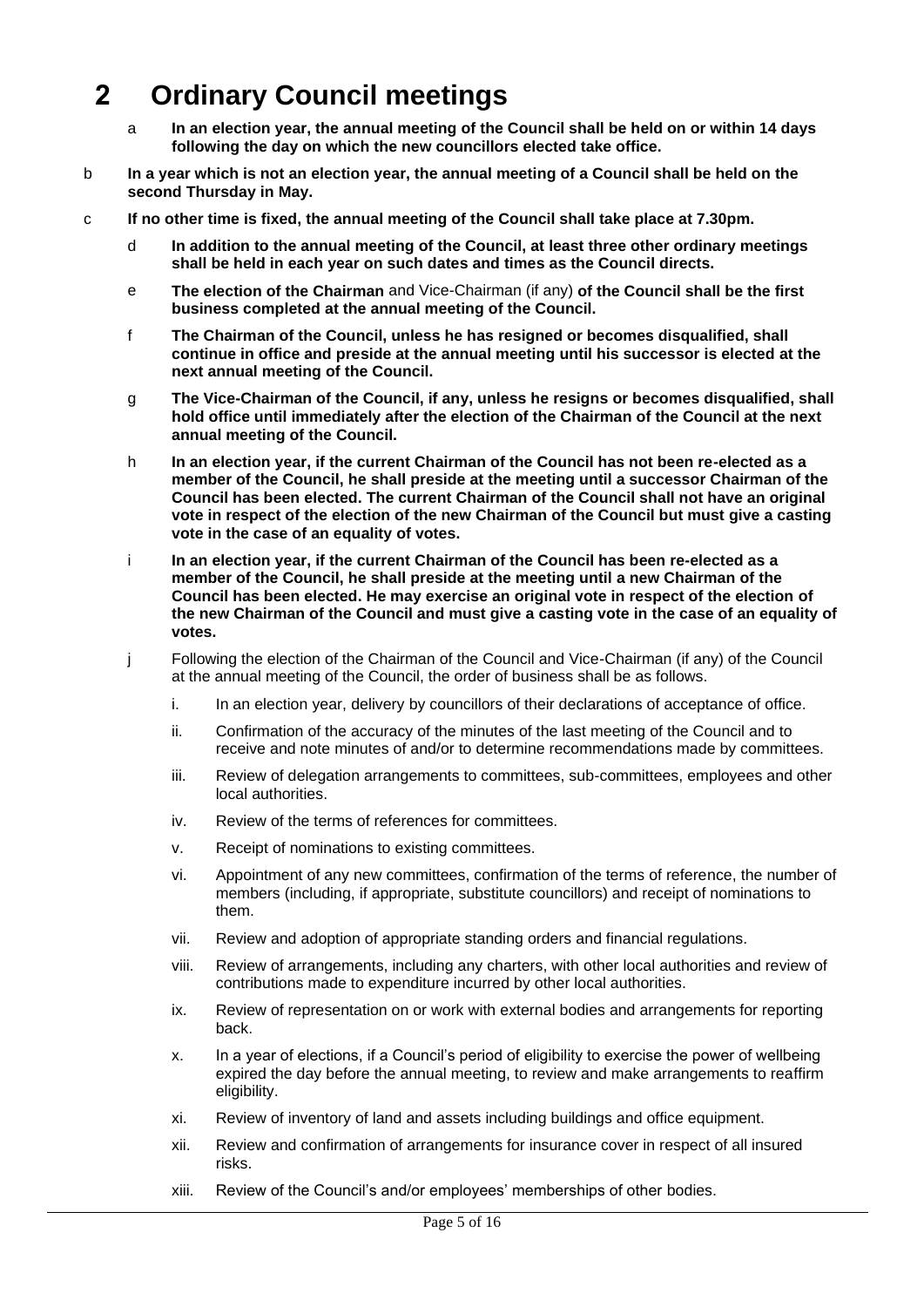# 2 Ordinary Council meetings

a **In an election year, the annual meeting of the Council shall be held on or within 14 days following the day on which the new councillors elected take office.**

b **In a year which is not an election year, the annual meeting of a Council shall be held on the second Thursday in May.**

c **If no other time is fixed, the annual meeting of the Council shall take place at 7.30pm.**

d **In addition to the annual meeting of the Council, at least three other ordinary meetings shall be held in each year on such dates and times as the Council directs.**

e **The election of the Chairman** and Vice-Chairman (if any) **of the Council shall be the first business completed at the annual meeting of the Council.**

f **The Chairman of the Council, unless he has resigned or becomes disqualified, shall continue in office and preside at the annual meeting until his successor is elected at the next annual meeting of the Council.**

g **The Vice-Chairman of the Council, if any, unless he resigns or becomes disqualified, shall hold office until immediately after the election of the Chairman of the Council at the next annual meeting of the Council.**

h **In an election year, if the current Chairman of the Council has not been re-elected as a member of the Council, he shall preside at the meeting until a successor Chairman of the Council has been elected. The current Chairman of the Council shall not have an original vote in respect of the election of the new Chairman of the Council but must give a casting vote in the case of an equality of votes.**

i **In an election year, if the current Chairman of the Council has been re-elected as a member of the Council, he shall preside at the meeting until a new Chairman of the Council has been elected. He may exercise an original vote in respect of the election of the new Chairman of the Council and must give a casting vote in the case of an equality of votes.**

j Following the election of the Chairman of the Council and Vice-Chairman (if any) of the Council at the annual meeting of the Council, the order of business shall be as follows.

i. In an election year, delivery by councillors of their declarations of acceptance of office.

ii. Confirmation of the accuracy of the minutes of the last meeting of the Council and to receive and note minutes of and/or to determine recommendations made by committees.

iii. Review of delegation arrangements to committees, sub-committees, employees and other local authorities.

iv. Review of the terms of references for committees.

v. Receipt of nominations to existing committees.

vi. Appointment of any new committees, confirmation of the terms of reference, the number of members (including, if appropriate, substitute councillors) and receipt of nominations to them.

vii. Review and adoption of appropriate standing orders and financial regulations.

viii. Review of arrangements, including any charters, with other local authorities and review of contributions made to expenditure incurred by other local authorities.

ix. Review of representation on or work with external bodies and arrangements for reporting back.

x. In a year of elections, if a Council's period of eligibility to exercise the power of wellbeing expired the day before the annual meeting, to review and make arrangements to reaffirm eligibility.

xi. Review of inventory of land and assets including buildings and office equipment.

xii. Review and confirmation of arrangements for insurance cover in respect of all insured risks.

xiii. Review of the Council's and/or employees' memberships of other bodies.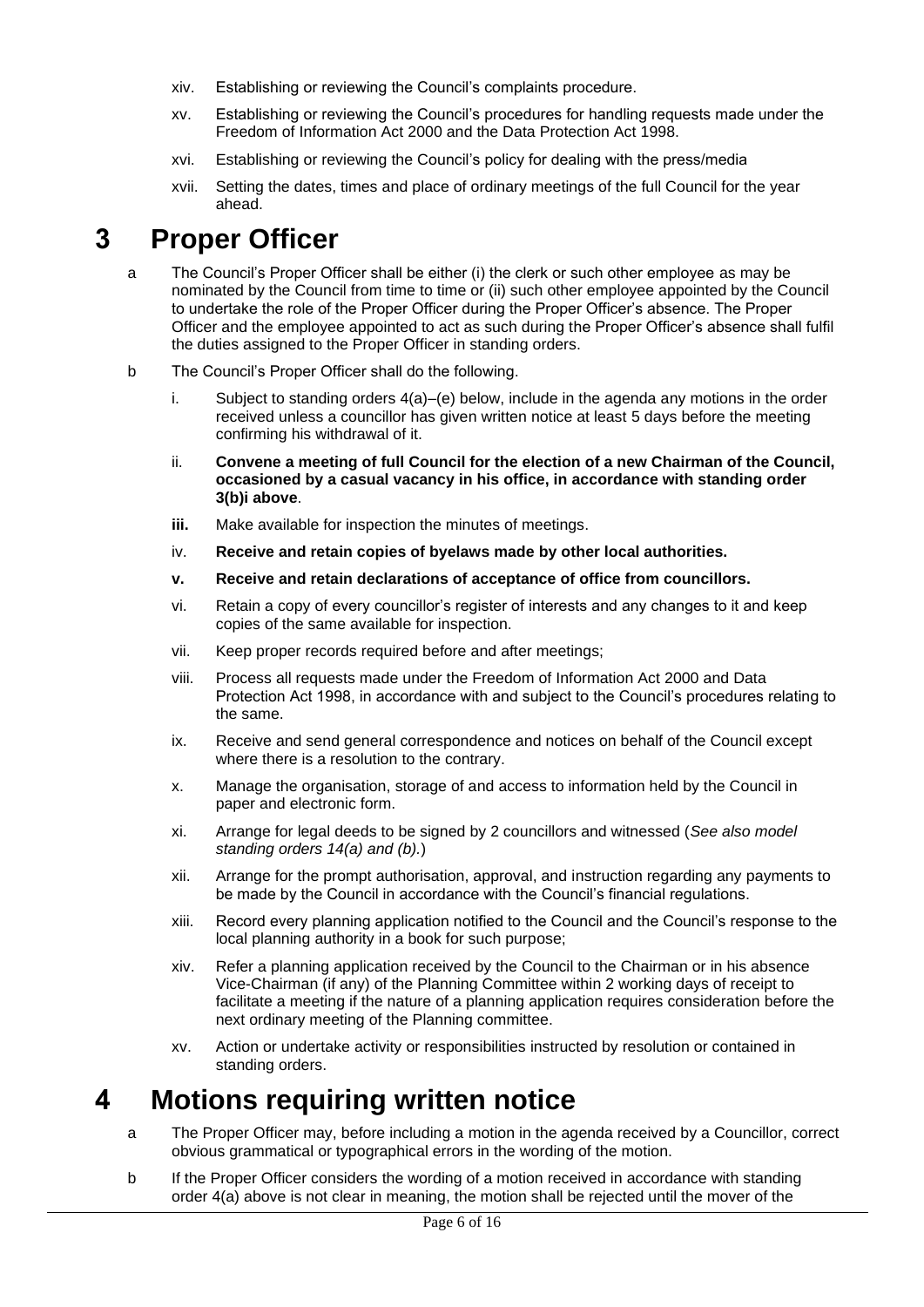xiv. Establishing or reviewing the Council's complaints procedure.

xv. Establishing or reviewing the Council's procedures for handling requests made under the Freedom of Information Act 2000 and the Data Protection Act 1998.

xvi. Establishing or reviewing the Council's policy for dealing with the press/media

xvii. Setting the dates, times and place of ordinary meetings of the full Council for the year ahead.

# 3 Proper Officer

a The Council's Proper Officer shall be either (i) the clerk or such other employee as may be nominated by the Council from time to time or (ii) such other employee appointed by the Council to undertake the role of the Proper Officer during the Proper Officer's absence. The Proper Officer and the employee appointed to act as such during the Proper Officer's absence shall fulfil the duties assigned to the Proper Officer in standing orders.

b The Council's Proper Officer shall do the following.

i. Subject to standing orders 4(a)–(e) below, include in the agenda any motions in the order received unless a councillor has given written notice at least 5 days before the meeting confirming his withdrawal of it.

ii. **Convene a meeting of full Council for the election of a new Chairman of the Council, occasioned by a casual vacancy in his office, in accordance with standing order 3(b)i above**.

**iii.** Make available for inspection the minutes of meetings.

iv. **Receive and retain copies of byelaws made by other local authorities.**

**v. Receive and retain declarations of acceptance of office from councillors.**

vi. Retain a copy of every councillor's register of interests and any changes to it and keep copies of the same available for inspection.

vii. Keep proper records required before and after meetings;

viii. Process all requests made under the Freedom of Information Act 2000 and Data Protection Act 1998, in accordance with and subject to the Council's procedures relating to the same.

ix. Receive and send general correspondence and notices on behalf of the Council except where there is a resolution to the contrary.

x. Manage the organisation, storage of and access to information held by the Council in paper and electronic form.

xi. Arrange for legal deeds to be signed by 2 councillors and witnessed (*See also model standing orders 14(a) and (b).*)

xii. Arrange for the prompt authorisation, approval, and instruction regarding any payments to be made by the Council in accordance with the Council's financial regulations.

xiii. Record every planning application notified to the Council and the Council's response to the local planning authority in a book for such purpose;

xiv. Refer a planning application received by the Council to the Chairman or in his absence Vice-Chairman (if any) of the Planning Committee within 2 working days of receipt to facilitate a meeting if the nature of a planning application requires consideration before the next ordinary meeting of the Planning committee.

xv. Action or undertake activity or responsibilities instructed by resolution or contained in standing orders.

# 4 Motions requiring written notice

a The Proper Officer may, before including a motion in the agenda received by a Councillor, correct obvious grammatical or typographical errors in the wording of the motion.

b If the Proper Officer considers the wording of a motion received in accordance with standing order 4(a) above is not clear in meaning, the motion shall be rejected until the mover of the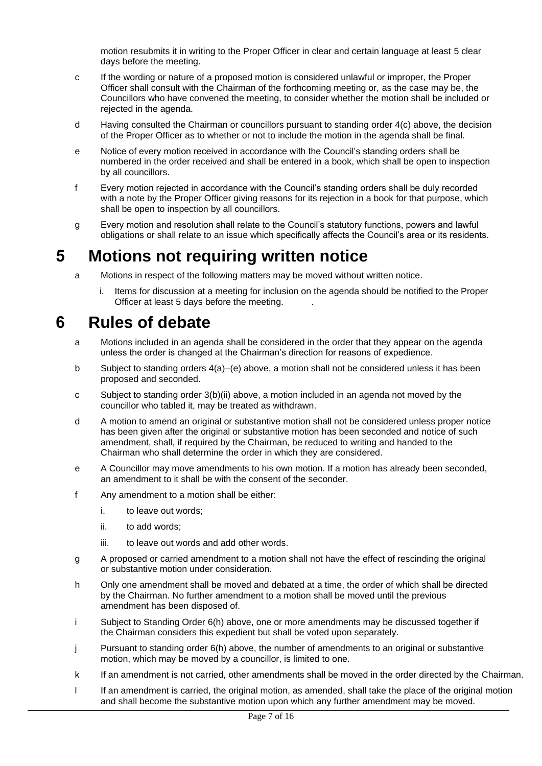motion resubmits it in writing to the Proper Officer in clear and certain language at least 5 clear days before the meeting.

c If the wording or nature of a proposed motion is considered unlawful or improper, the Proper Officer shall consult with the Chairman of the forthcoming meeting or, as the case may be, the Councillors who have convened the meeting, to consider whether the motion shall be included or rejected in the agenda.

d Having consulted the Chairman or councillors pursuant to standing order 4(c) above, the decision of the Proper Officer as to whether or not to include the motion in the agenda shall be final.

e Notice of every motion received in accordance with the Council's standing orders shall be numbered in the order received and shall be entered in a book, which shall be open to inspection by all councillors.

f Every motion rejected in accordance with the Council's standing orders shall be duly recorded with a note by the Proper Officer giving reasons for its rejection in a book for that purpose, which shall be open to inspection by all councillors.

g Every motion and resolution shall relate to the Council's statutory functions, powers and lawful obligations or shall relate to an issue which specifically affects the Council's area or its residents.

# 5 Motions not requiring written notice

a Motions in respect of the following matters may be moved without written notice.

i. Items for discussion at a meeting for inclusion on the agenda should be notified to the Proper Officer at least 5 days before the meeting. .

# 6 Rules of debate

a Motions included in an agenda shall be considered in the order that they appear on the agenda unless the order is changed at the Chairman's direction for reasons of expedience.

b Subject to standing orders 4(a)–(e) above, a motion shall not be considered unless it has been proposed and seconded.

c Subject to standing order 3(b)(ii) above, a motion included in an agenda not moved by the councillor who tabled it, may be treated as withdrawn.

d A motion to amend an original or substantive motion shall not be considered unless proper notice has been given after the original or substantive motion has been seconded and notice of such amendment, shall, if required by the Chairman, be reduced to writing and handed to the Chairman who shall determine the order in which they are considered.

e A Councillor may move amendments to his own motion. If a motion has already been seconded, an amendment to it shall be with the consent of the seconder.

f Any amendment to a motion shall be either:

i. to leave out words;

ii. to add words;

iii. to leave out words and add other words.

g A proposed or carried amendment to a motion shall not have the effect of rescinding the original or substantive motion under consideration.

h Only one amendment shall be moved and debated at a time, the order of which shall be directed by the Chairman. No further amendment to a motion shall be moved until the previous amendment has been disposed of.

i Subject to Standing Order 6(h) above, one or more amendments may be discussed together if the Chairman considers this expedient but shall be voted upon separately.

j Pursuant to standing order 6(h) above, the number of amendments to an original or substantive motion, which may be moved by a councillor, is limited to one.

k If an amendment is not carried, other amendments shall be moved in the order directed by the Chairman.

l If an amendment is carried, the original motion, as amended, shall take the place of the original motion and shall become the substantive motion upon which any further amendment may be moved.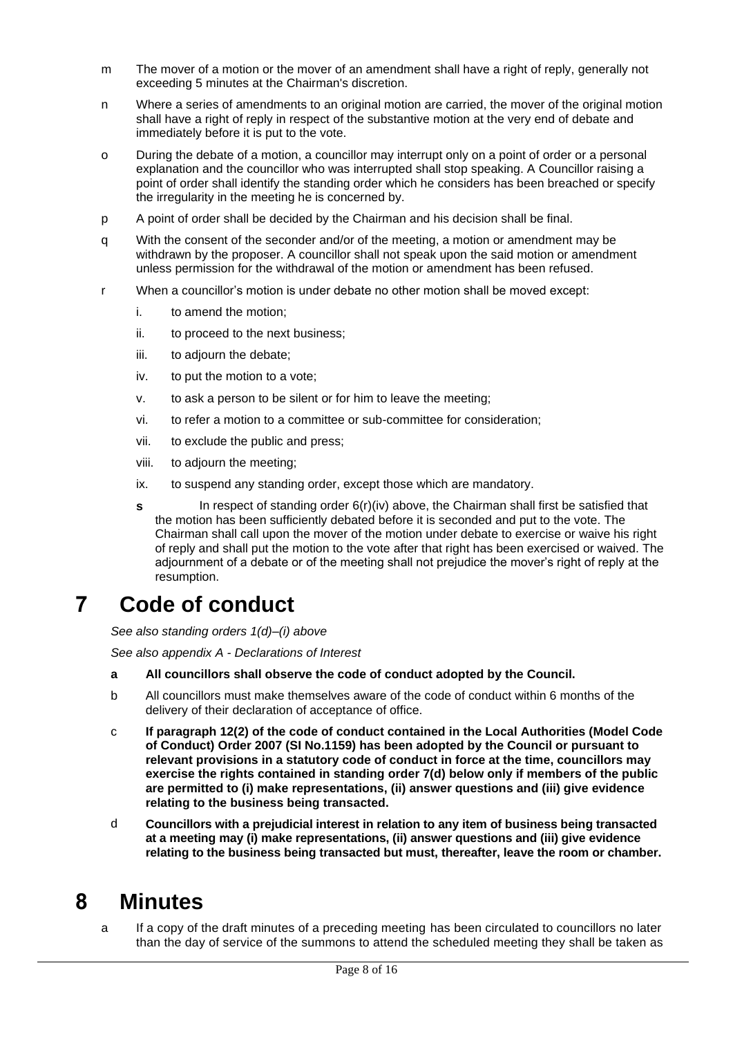m The mover of a motion or the mover of an amendment shall have a right of reply, generally not exceeding 5 minutes at the Chairman's discretion.

n Where a series of amendments to an original motion are carried, the mover of the original motion shall have a right of reply in respect of the substantive motion at the very end of debate and immediately before it is put to the vote.

o During the debate of a motion, a councillor may interrupt only on a point of order or a personal explanation and the councillor who was interrupted shall stop speaking. A Councillor raising a point of order shall identify the standing order which he considers has been breached or specify the irregularity in the meeting he is concerned by.

p A point of order shall be decided by the Chairman and his decision shall be final.

q With the consent of the seconder and/or of the meeting, a motion or amendment may be withdrawn by the proposer. A councillor shall not speak upon the said motion or amendment unless permission for the withdrawal of the motion or amendment has been refused.

r When a councillor's motion is under debate no other motion shall be moved except:

i. to amend the motion;

ii. to proceed to the next business;

iii. to adjourn the debate;

iv. to put the motion to a vote;

v. to ask a person to be silent or for him to leave the meeting;

vi. to refer a motion to a committee or sub-committee for consideration;

vii. to exclude the public and press;

viii. to adjourn the meeting;

ix. to suspend any standing order, except those which are mandatory.

**s** In respect of standing order 6(r)(iv) above, the Chairman shall first be satisfied that the motion has been sufficiently debated before it is seconded and put to the vote. The Chairman shall call upon the mover of the motion under debate to exercise or waive his right of reply and shall put the motion to the vote after that right has been exercised or waived. The adjournment of a debate or of the meeting shall not prejudice the mover's right of reply at the resumption.

# 7 Code of conduct

*See also standing orders 1(d)–(i) above*

*See also appendix A - Declarations of Interest*

**a All councillors shall observe the code of conduct adopted by the Council.**

b All councillors must make themselves aware of the code of conduct within 6 months of the delivery of their declaration of acceptance of office.

c **If paragraph 12(2) of the code of conduct contained in the Local Authorities (Model Code of Conduct) Order 2007 (SI No.1159) has been adopted by the Council or pursuant to relevant provisions in a statutory code of conduct in force at the time, councillors may exercise the rights contained in standing order 7(d) below only if members of the public are permitted to (i) make representations, (ii) answer questions and (iii) give evidence relating to the business being transacted.**

d **Councillors with a prejudicial interest in relation to any item of business being transacted at a meeting may (i) make representations, (ii) answer questions and (iii) give evidence relating to the business being transacted but must, thereafter, leave the room or chamber.**

# 8 Minutes

a If a copy of the draft minutes of a preceding meeting has been circulated to councillors no later than the day of service of the summons to attend the scheduled meeting they shall be taken as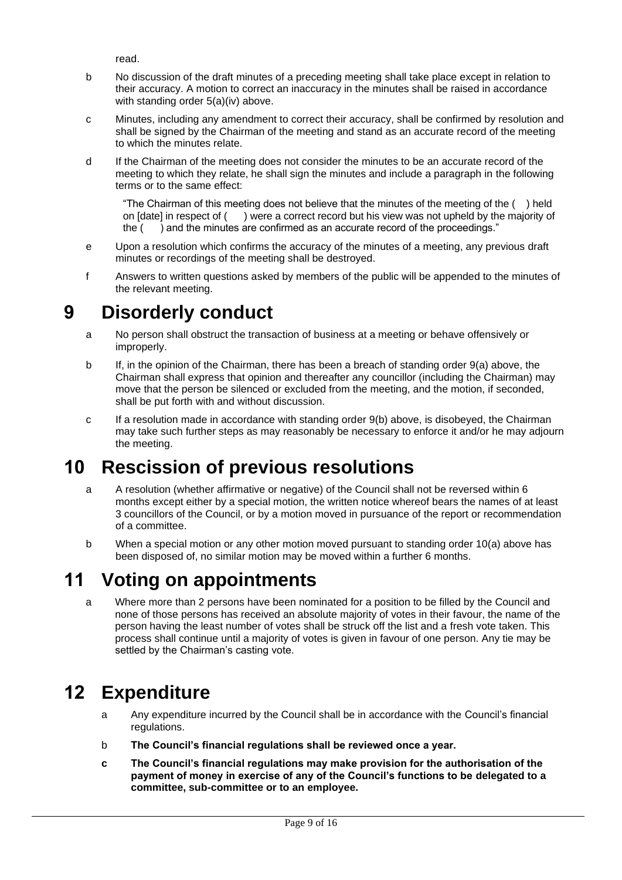read.

b No discussion of the draft minutes of a preceding meeting shall take place except in relation to their accuracy. A motion to correct an inaccuracy in the minutes shall be raised in accordance with standing order 5(a)(iv) above.

c Minutes, including any amendment to correct their accuracy, shall be confirmed by resolution and shall be signed by the Chairman of the meeting and stand as an accurate record of the meeting to which the minutes relate.

d If the Chairman of the meeting does not consider the minutes to be an accurate record of the meeting to which they relate, he shall sign the minutes and include a paragraph in the following terms or to the same effect:

> "The Chairman of this meeting does not believe that the minutes of the meeting of the ( ) held on [date] in respect of ( ) were a correct record but his view was not upheld by the majority of the ( ) and the minutes are confirmed as an accurate record of the proceedings."

e Upon a resolution which confirms the accuracy of the minutes of a meeting, any previous draft minutes or recordings of the meeting shall be destroyed.

f Answers to written questions asked by members of the public will be appended to the minutes of the relevant meeting.

# 9 Disorderly conduct

a No person shall obstruct the transaction of business at a meeting or behave offensively or improperly.

b If, in the opinion of the Chairman, there has been a breach of standing order 9(a) above, the Chairman shall express that opinion and thereafter any councillor (including the Chairman) may move that the person be silenced or excluded from the meeting, and the motion, if seconded, shall be put forth with and without discussion.

c If a resolution made in accordance with standing order 9(b) above, is disobeyed, the Chairman may take such further steps as may reasonably be necessary to enforce it and/or he may adjourn the meeting.

# 10 Rescission of previous resolutions

a A resolution (whether affirmative or negative) of the Council shall not be reversed within 6 months except either by a special motion, the written notice whereof bears the names of at least 3 councillors of the Council, or by a motion moved in pursuance of the report or recommendation of a committee.

b When a special motion or any other motion moved pursuant to standing order 10(a) above has been disposed of, no similar motion may be moved within a further 6 months.

# 11 Voting on appointments

a Where more than 2 persons have been nominated for a position to be filled by the Council and none of those persons has received an absolute majority of votes in their favour, the name of the person having the least number of votes shall be struck off the list and a fresh vote taken. This process shall continue until a majority of votes is given in favour of one person. Any tie may be settled by the Chairman's casting vote.

# 12 Expenditure

a Any expenditure incurred by the Council shall be in accordance with the Council's financial regulations.

b **The Council's financial regulations shall be reviewed once a year.**

**c The Council's financial regulations may make provision for the authorisation of the payment of money in exercise of any of the Council's functions to be delegated to a committee, sub-committee or to an employee.**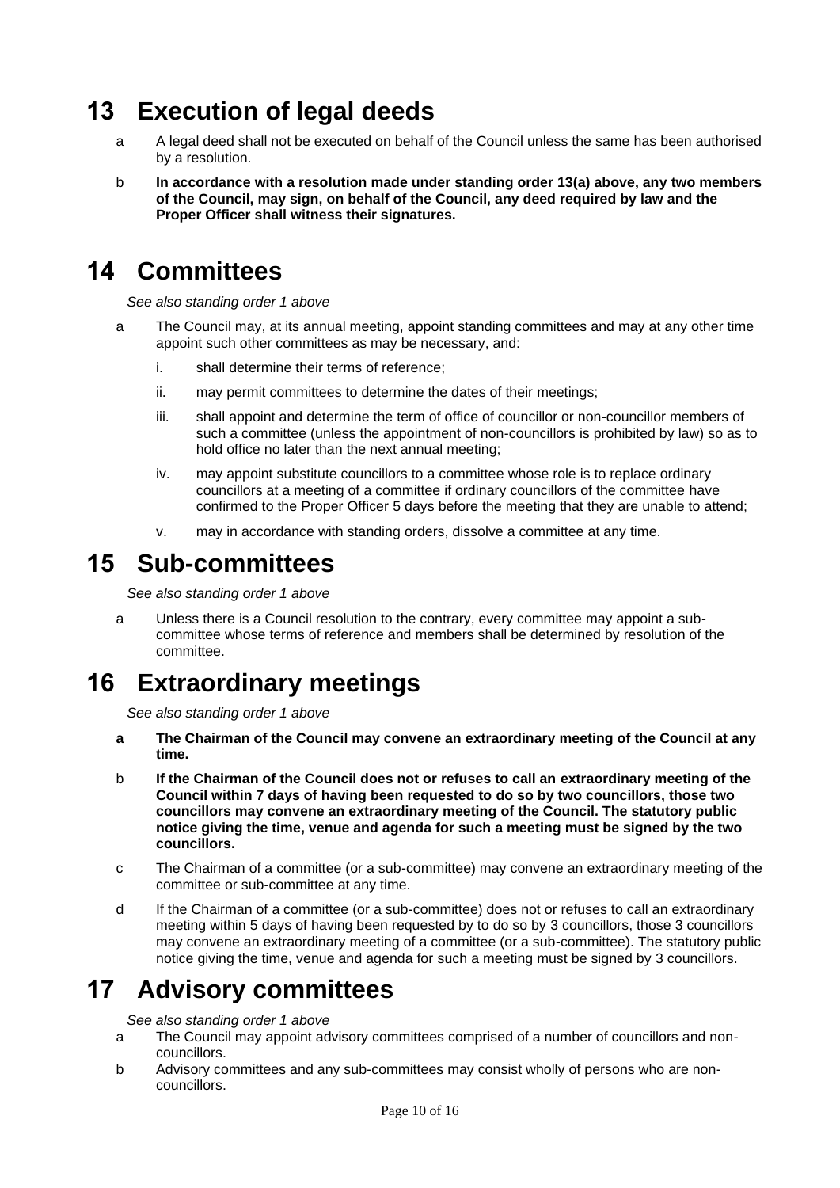# 13 Execution of legal deeds

a A legal deed shall not be executed on behalf of the Council unless the same has been authorised by a resolution.

b **In accordance with a resolution made under standing order 13(a) above, any two members of the Council, may sign, on behalf of the Council, any deed required by law and the Proper Officer shall witness their signatures.**

# 14 Committees

*See also standing order 1 above*

a The Council may, at its annual meeting, appoint standing committees and may at any other time appoint such other committees as may be necessary, and:

i. shall determine their terms of reference;

ii. may permit committees to determine the dates of their meetings;

iii. shall appoint and determine the term of office of councillor or non-councillor members of such a committee (unless the appointment of non-councillors is prohibited by law) so as to hold office no later than the next annual meeting;

iv. may appoint substitute councillors to a committee whose role is to replace ordinary councillors at a meeting of a committee if ordinary councillors of the committee have confirmed to the Proper Officer 5 days before the meeting that they are unable to attend;

v. may in accordance with standing orders, dissolve a committee at any time.

# 15 Sub-committees

*See also standing order 1 above*

a Unless there is a Council resolution to the contrary, every committee may appoint a sub-committee whose terms of reference and members shall be determined by resolution of the committee.

# 16 Extraordinary meetings

*See also standing order 1 above*

**a The Chairman of the Council may convene an extraordinary meeting of the Council at any time.**

b **If the Chairman of the Council does not or refuses to call an extraordinary meeting of the Council within 7 days of having been requested to do so by two councillors, those two councillors may convene an extraordinary meeting of the Council. The statutory public notice giving the time, venue and agenda for such a meeting must be signed by the two councillors.**

c The Chairman of a committee (or a sub-committee) may convene an extraordinary meeting of the committee or sub-committee at any time.

d If the Chairman of a committee (or a sub-committee) does not or refuses to call an extraordinary meeting within 5 days of having been requested by to do so by 3 councillors, those 3 councillors may convene an extraordinary meeting of a committee (or a sub-committee). The statutory public notice giving the time, venue and agenda for such a meeting must be signed by 3 councillors.

# 17 Advisory committees

*See also standing order 1 above*

a The Council may appoint advisory committees comprised of a number of councillors and non-councillors.

b Advisory committees and any sub-committees may consist wholly of persons who are non-councillors.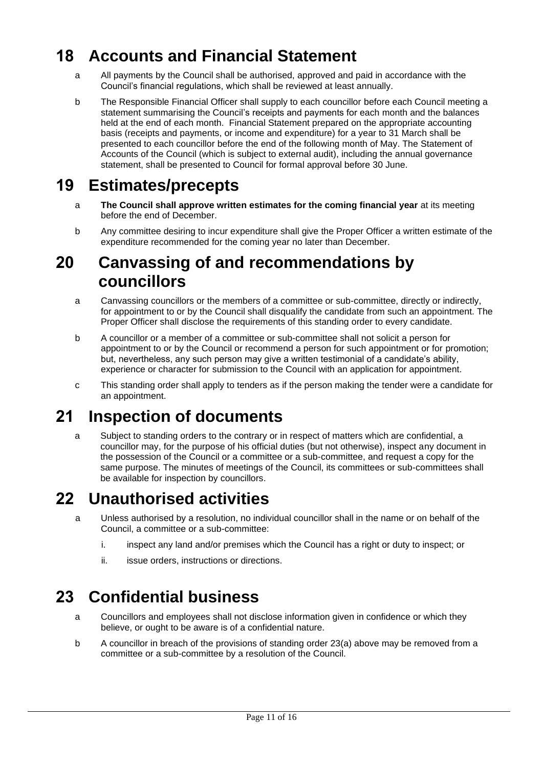# 18 Accounts and Financial Statement

a All payments by the Council shall be authorised, approved and paid in accordance with the Council's financial regulations, which shall be reviewed at least annually.

b The Responsible Financial Officer shall supply to each councillor before each Council meeting a statement summarising the Council's receipts and payments for each month and the balances held at the end of each month. Financial Statement prepared on the appropriate accounting basis (receipts and payments, or income and expenditure) for a year to 31 March shall be presented to each councillor before the end of the following month of May. The Statement of Accounts of the Council (which is subject to external audit), including the annual governance statement, shall be presented to Council for formal approval before 30 June.

# 19 Estimates/precepts

a **The Council shall approve written estimates for the coming financial year** at its meeting before the end of December.

b Any committee desiring to incur expenditure shall give the Proper Officer a written estimate of the expenditure recommended for the coming year no later than December.

# 20 Canvassing of and recommendations by councillors

a Canvassing councillors or the members of a committee or sub-committee, directly or indirectly, for appointment to or by the Council shall disqualify the candidate from such an appointment. The Proper Officer shall disclose the requirements of this standing order to every candidate.

b A councillor or a member of a committee or sub-committee shall not solicit a person for appointment to or by the Council or recommend a person for such appointment or for promotion; but, nevertheless, any such person may give a written testimonial of a candidate's ability, experience or character for submission to the Council with an application for appointment.

c This standing order shall apply to tenders as if the person making the tender were a candidate for an appointment.

# 21 Inspection of documents

a Subject to standing orders to the contrary or in respect of matters which are confidential, a councillor may, for the purpose of his official duties (but not otherwise), inspect any document in the possession of the Council or a committee or a sub-committee, and request a copy for the same purpose. The minutes of meetings of the Council, its committees or sub-committees shall be available for inspection by councillors.

# 22 Unauthorised activities

a Unless authorised by a resolution, no individual councillor shall in the name or on behalf of the Council, a committee or a sub-committee:

   i. inspect any land and/or premises which the Council has a right or duty to inspect; or

   ii. issue orders, instructions or directions.

# 23 Confidential business

a Councillors and employees shall not disclose information given in confidence or which they believe, or ought to be aware is of a confidential nature.

b A councillor in breach of the provisions of standing order 23(a) above may be removed from a committee or a sub-committee by a resolution of the Council.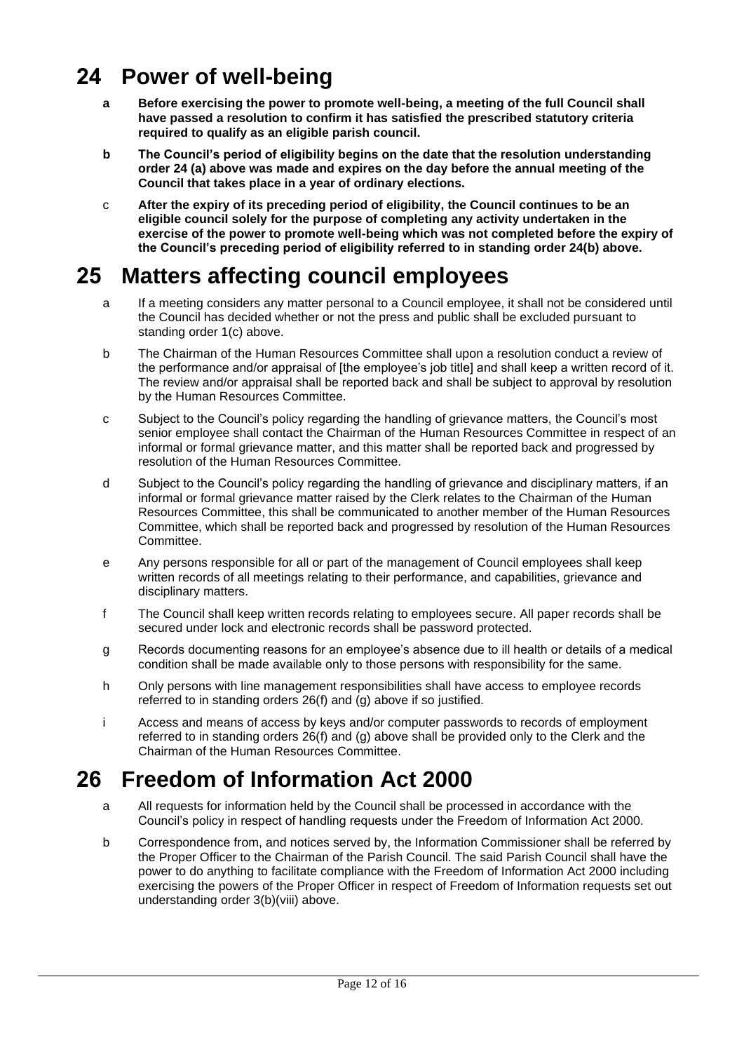# 24 Power of well-being

**a** **Before exercising the power to promote well-being, a meeting of the full Council shall have passed a resolution to confirm it has satisfied the prescribed statutory criteria required to qualify as an eligible parish council.**

**b** **The Council's period of eligibility begins on the date that the resolution understanding order 24 (a) above was made and expires on the day before the annual meeting of the Council that takes place in a year of ordinary elections.**

c **After the expiry of its preceding period of eligibility, the Council continues to be an eligible council solely for the purpose of completing any activity undertaken in the exercise of the power to promote well-being which was not completed before the expiry of the Council's preceding period of eligibility referred to in standing order 24(b) above.**

# 25 Matters affecting council employees

a If a meeting considers any matter personal to a Council employee, it shall not be considered until the Council has decided whether or not the press and public shall be excluded pursuant to standing order 1(c) above.

b The Chairman of the Human Resources Committee shall upon a resolution conduct a review of the performance and/or appraisal of [the employee's job title] and shall keep a written record of it. The review and/or appraisal shall be reported back and shall be subject to approval by resolution by the Human Resources Committee.

c Subject to the Council's policy regarding the handling of grievance matters, the Council's most senior employee shall contact the Chairman of the Human Resources Committee in respect of an informal or formal grievance matter, and this matter shall be reported back and progressed by resolution of the Human Resources Committee.

d Subject to the Council's policy regarding the handling of grievance and disciplinary matters, if an informal or formal grievance matter raised by the Clerk relates to the Chairman of the Human Resources Committee, this shall be communicated to another member of the Human Resources Committee, which shall be reported back and progressed by resolution of the Human Resources Committee.

e Any persons responsible for all or part of the management of Council employees shall keep written records of all meetings relating to their performance, and capabilities, grievance and disciplinary matters.

f The Council shall keep written records relating to employees secure. All paper records shall be secured under lock and electronic records shall be password protected.

g Records documenting reasons for an employee's absence due to ill health or details of a medical condition shall be made available only to those persons with responsibility for the same.

h Only persons with line management responsibilities shall have access to employee records referred to in standing orders 26(f) and (g) above if so justified.

i Access and means of access by keys and/or computer passwords to records of employment referred to in standing orders 26(f) and (g) above shall be provided only to the Clerk and the Chairman of the Human Resources Committee.

# 26 Freedom of Information Act 2000

a All requests for information held by the Council shall be processed in accordance with the Council's policy in respect of handling requests under the Freedom of Information Act 2000.

b Correspondence from, and notices served by, the Information Commissioner shall be referred by the Proper Officer to the Chairman of the Parish Council. The said Parish Council shall have the power to do anything to facilitate compliance with the Freedom of Information Act 2000 including exercising the powers of the Proper Officer in respect of Freedom of Information requests set out understanding order 3(b)(viii) above.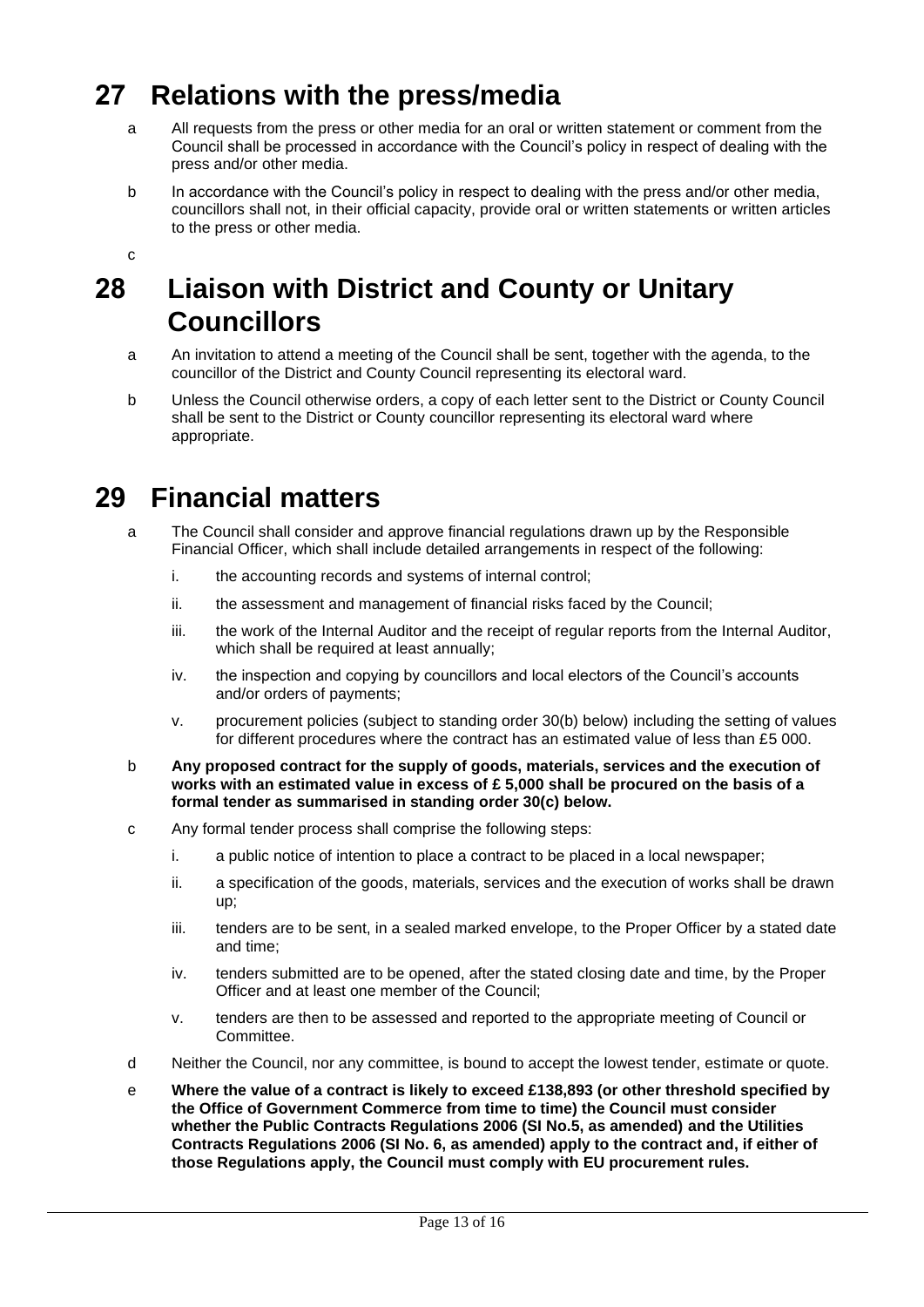# 27 Relations with the press/media

a All requests from the press or other media for an oral or written statement or comment from the Council shall be processed in accordance with the Council's policy in respect of dealing with the press and/or other media.

b In accordance with the Council's policy in respect to dealing with the press and/or other media, councillors shall not, in their official capacity, provide oral or written statements or written articles to the press or other media.

c

# 28 Liaison with District and County or Unitary Councillors

a An invitation to attend a meeting of the Council shall be sent, together with the agenda, to the councillor of the District and County Council representing its electoral ward.

b Unless the Council otherwise orders, a copy of each letter sent to the District or County Council shall be sent to the District or County councillor representing its electoral ward where appropriate.

# 29 Financial matters

a The Council shall consider and approve financial regulations drawn up by the Responsible Financial Officer, which shall include detailed arrangements in respect of the following:

   i. the accounting records and systems of internal control;

   ii. the assessment and management of financial risks faced by the Council;

   iii. the work of the Internal Auditor and the receipt of regular reports from the Internal Auditor, which shall be required at least annually;

   iv. the inspection and copying by councillors and local electors of the Council's accounts and/or orders of payments;

   v. procurement policies (subject to standing order 30(b) below) including the setting of values for different procedures where the contract has an estimated value of less than £5 000.

b **Any proposed contract for the supply of goods, materials, services and the execution of works with an estimated value in excess of £ 5,000 shall be procured on the basis of a formal tender as summarised in standing order 30(c) below.**

c Any formal tender process shall comprise the following steps:

   i. a public notice of intention to place a contract to be placed in a local newspaper;

   ii. a specification of the goods, materials, services and the execution of works shall be drawn up;

   iii. tenders are to be sent, in a sealed marked envelope, to the Proper Officer by a stated date and time;

   iv. tenders submitted are to be opened, after the stated closing date and time, by the Proper Officer and at least one member of the Council;

   v. tenders are then to be assessed and reported to the appropriate meeting of Council or Committee.

d Neither the Council, nor any committee, is bound to accept the lowest tender, estimate or quote.

e **Where the value of a contract is likely to exceed £138,893 (or other threshold specified by the Office of Government Commerce from time to time) the Council must consider whether the Public Contracts Regulations 2006 (SI No.5, as amended) and the Utilities Contracts Regulations 2006 (SI No. 6, as amended) apply to the contract and, if either of those Regulations apply, the Council must comply with EU procurement rules.**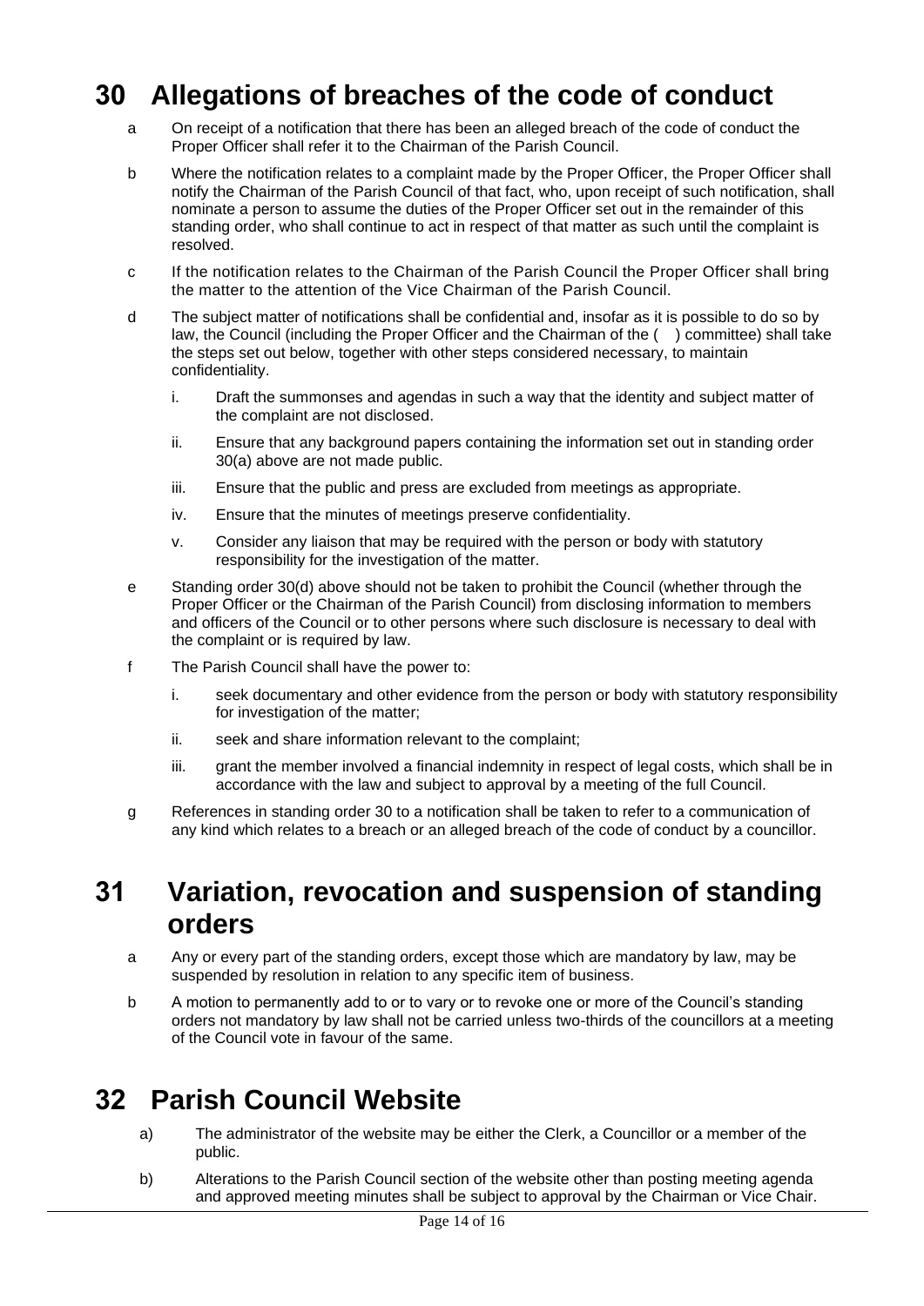# 30 Allegations of breaches of the code of conduct

a On receipt of a notification that there has been an alleged breach of the code of conduct the Proper Officer shall refer it to the Chairman of the Parish Council.

b Where the notification relates to a complaint made by the Proper Officer, the Proper Officer shall notify the Chairman of the Parish Council of that fact, who, upon receipt of such notification, shall nominate a person to assume the duties of the Proper Officer set out in the remainder of this standing order, who shall continue to act in respect of that matter as such until the complaint is resolved.

c If the notification relates to the Chairman of the Parish Council the Proper Officer shall bring the matter to the attention of the Vice Chairman of the Parish Council.

d The subject matter of notifications shall be confidential and, insofar as it is possible to do so by law, the Council (including the Proper Officer and the Chairman of the ( ) committee) shall take the steps set out below, together with other steps considered necessary, to maintain confidentiality.

   i. Draft the summonses and agendas in such a way that the identity and subject matter of the complaint are not disclosed.

   ii. Ensure that any background papers containing the information set out in standing order 30(a) above are not made public.

   iii. Ensure that the public and press are excluded from meetings as appropriate.

   iv. Ensure that the minutes of meetings preserve confidentiality.

   v. Consider any liaison that may be required with the person or body with statutory responsibility for the investigation of the matter.

e Standing order 30(d) above should not be taken to prohibit the Council (whether through the Proper Officer or the Chairman of the Parish Council) from disclosing information to members and officers of the Council or to other persons where such disclosure is necessary to deal with the complaint or is required by law.

f The Parish Council shall have the power to:

   i. seek documentary and other evidence from the person or body with statutory responsibility for investigation of the matter;

   ii. seek and share information relevant to the complaint;

   iii. grant the member involved a financial indemnity in respect of legal costs, which shall be in accordance with the law and subject to approval by a meeting of the full Council.

g References in standing order 30 to a notification shall be taken to refer to a communication of any kind which relates to a breach or an alleged breach of the code of conduct by a councillor.

# 31 Variation, revocation and suspension of standing orders

a Any or every part of the standing orders, except those which are mandatory by law, may be suspended by resolution in relation to any specific item of business.

b A motion to permanently add to or to vary or to revoke one or more of the Council's standing orders not mandatory by law shall not be carried unless two-thirds of the councillors at a meeting of the Council vote in favour of the same.

# 32 Parish Council Website

a) The administrator of the website may be either the Clerk, a Councillor or a member of the public.

b) Alterations to the Parish Council section of the website other than posting meeting agenda and approved meeting minutes shall be subject to approval by the Chairman or Vice Chair.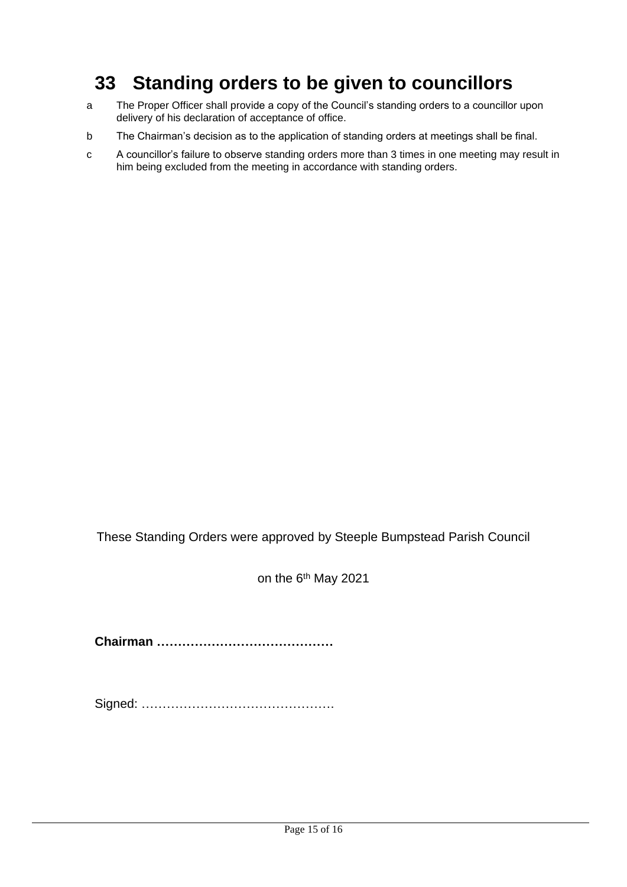# 33 Standing orders to be given to councillors

a. The Proper Officer shall provide a copy of the Council's standing orders to a councillor upon delivery of his declaration of acceptance of office.

b. The Chairman's decision as to the application of standing orders at meetings shall be final.

c. A councillor's failure to observe standing orders more than 3 times in one meeting may result in him being excluded from the meeting in accordance with standing orders.

These Standing Orders were approved by Steeple Bumpstead Parish Council

on the 6th May 2021

**Chairman ……………………………………**

Signed: ………………………………………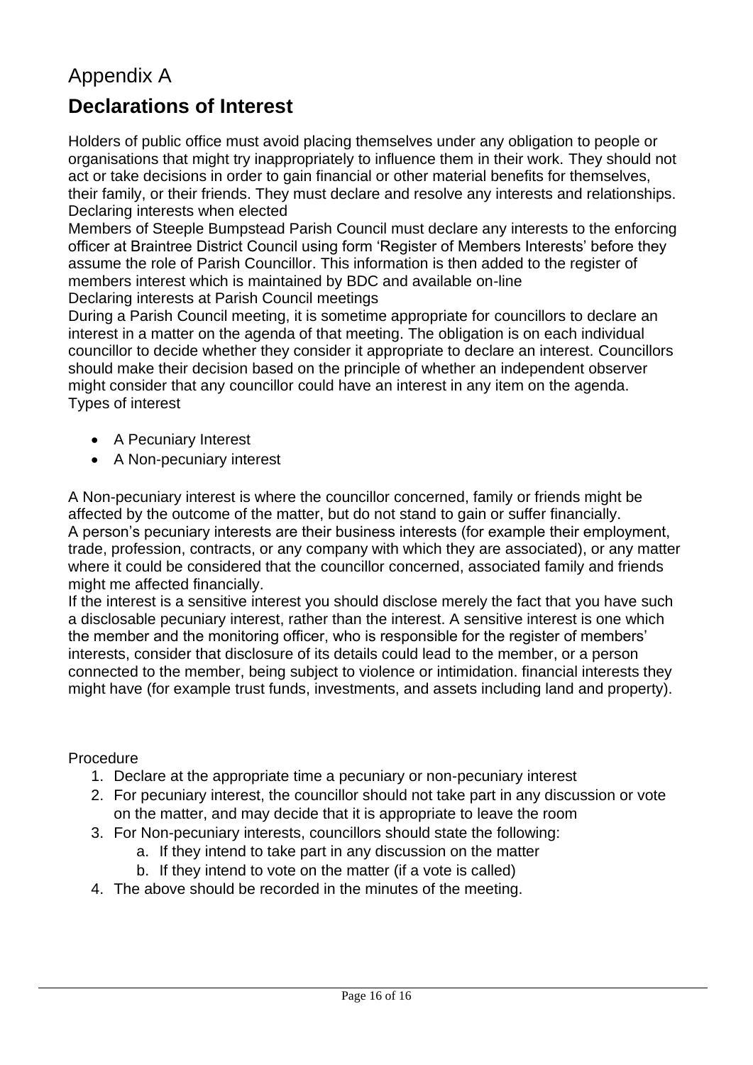# Appendix A

## Declarations of Interest

Holders of public office must avoid placing themselves under any obligation to people or organisations that might try inappropriately to influence them in their work. They should not act or take decisions in order to gain financial or other material benefits for themselves, their family, or their friends. They must declare and resolve any interests and relationships.

Declaring interests when elected

Members of Steeple Bumpstead Parish Council must declare any interests to the enforcing officer at Braintree District Council using form 'Register of Members Interests' before they assume the role of Parish Councillor. This information is then added to the register of members interest which is maintained by BDC and available on-line

Declaring interests at Parish Council meetings

During a Parish Council meeting, it is sometime appropriate for councillors to declare an interest in a matter on the agenda of that meeting. The obligation is on each individual councillor to decide whether they consider it appropriate to declare an interest. Councillors should make their decision based on the principle of whether an independent observer might consider that any councillor could have an interest in any item on the agenda.

Types of interest

- A Pecuniary Interest
- A Non-pecuniary interest

A Non-pecuniary interest is where the councillor concerned, family or friends might be affected by the outcome of the matter, but do not stand to gain or suffer financially.

A person's pecuniary interests are their business interests (for example their employment, trade, profession, contracts, or any company with which they are associated), or any matter where it could be considered that the councillor concerned, associated family and friends might me affected financially.

If the interest is a sensitive interest you should disclose merely the fact that you have such a disclosable pecuniary interest, rather than the interest. A sensitive interest is one which the member and the monitoring officer, who is responsible for the register of members' interests, consider that disclosure of its details could lead to the member, or a person connected to the member, being subject to violence or intimidation. financial interests they might have (for example trust funds, investments, and assets including land and property).

Procedure

1. Declare at the appropriate time a pecuniary or non-pecuniary interest
2. For pecuniary interest, the councillor should not take part in any discussion or vote on the matter, and may decide that it is appropriate to leave the room
3. For Non-pecuniary interests, councillors should state the following:
   a. If they intend to take part in any discussion on the matter
   b. If they intend to vote on the matter (if a vote is called)
4. The above should be recorded in the minutes of the meeting.